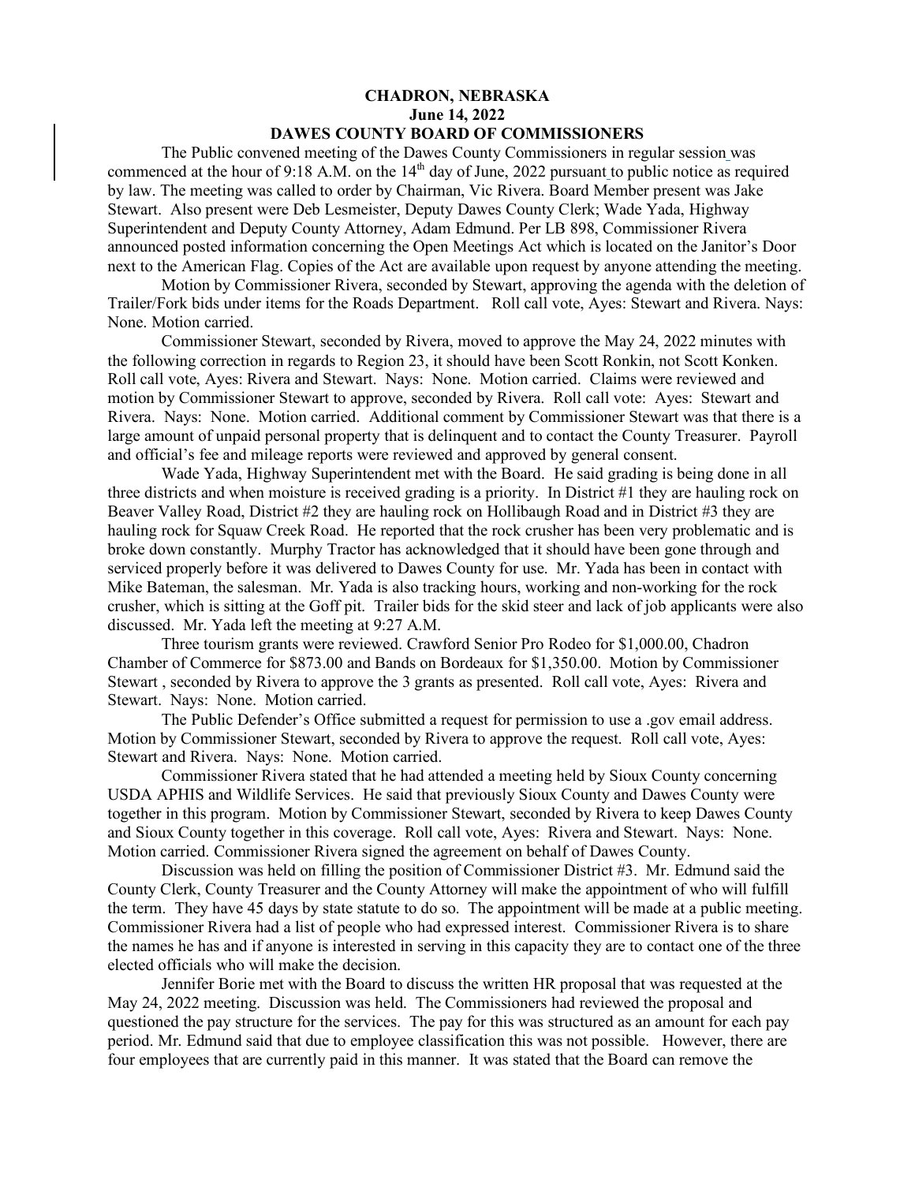**CHADRON, NEBRASKA**
**June 14, 2022**
**DAWES COUNTY BOARD OF COMMISSIONERS**

The Public convened meeting of the Dawes County Commissioners in regular session was commenced at the hour of 9:18 A.M. on the 14th day of June, 2022 pursuant to public notice as required by law. The meeting was called to order by Chairman, Vic Rivera. Board Member present was Jake Stewart. Also present were Deb Lesmeister, Deputy Dawes County Clerk; Wade Yada, Highway Superintendent and Deputy County Attorney, Adam Edmund. Per LB 898, Commissioner Rivera announced posted information concerning the Open Meetings Act which is located on the Janitor's Door next to the American Flag. Copies of the Act are available upon request by anyone attending the meeting.

Motion by Commissioner Rivera, seconded by Stewart, approving the agenda with the deletion of Trailer/Fork bids under items for the Roads Department. Roll call vote, Ayes: Stewart and Rivera. Nays: None. Motion carried.

Commissioner Stewart, seconded by Rivera, moved to approve the May 24, 2022 minutes with the following correction in regards to Region 23, it should have been Scott Ronkin, not Scott Konken. Roll call vote, Ayes: Rivera and Stewart. Nays: None. Motion carried. Claims were reviewed and motion by Commissioner Stewart to approve, seconded by Rivera. Roll call vote: Ayes: Stewart and Rivera. Nays: None. Motion carried. Additional comment by Commissioner Stewart was that there is a large amount of unpaid personal property that is delinquent and to contact the County Treasurer. Payroll and official's fee and mileage reports were reviewed and approved by general consent.

Wade Yada, Highway Superintendent met with the Board. He said grading is being done in all three districts and when moisture is received grading is a priority. In District #1 they are hauling rock on Beaver Valley Road, District #2 they are hauling rock on Hollibaugh Road and in District #3 they are hauling rock for Squaw Creek Road. He reported that the rock crusher has been very problematic and is broke down constantly. Murphy Tractor has acknowledged that it should have been gone through and serviced properly before it was delivered to Dawes County for use. Mr. Yada has been in contact with Mike Bateman, the salesman. Mr. Yada is also tracking hours, working and non-working for the rock crusher, which is sitting at the Goff pit. Trailer bids for the skid steer and lack of job applicants were also discussed. Mr. Yada left the meeting at 9:27 A.M.

Three tourism grants were reviewed. Crawford Senior Pro Rodeo for $1,000.00, Chadron Chamber of Commerce for $873.00 and Bands on Bordeaux for $1,350.00. Motion by Commissioner Stewart , seconded by Rivera to approve the 3 grants as presented. Roll call vote, Ayes: Rivera and Stewart. Nays: None. Motion carried.

The Public Defender's Office submitted a request for permission to use a .gov email address. Motion by Commissioner Stewart, seconded by Rivera to approve the request. Roll call vote, Ayes: Stewart and Rivera. Nays: None. Motion carried.

Commissioner Rivera stated that he had attended a meeting held by Sioux County concerning USDA APHIS and Wildlife Services. He said that previously Sioux County and Dawes County were together in this program. Motion by Commissioner Stewart, seconded by Rivera to keep Dawes County and Sioux County together in this coverage. Roll call vote, Ayes: Rivera and Stewart. Nays: None. Motion carried. Commissioner Rivera signed the agreement on behalf of Dawes County.

Discussion was held on filling the position of Commissioner District #3. Mr. Edmund said the County Clerk, County Treasurer and the County Attorney will make the appointment of who will fulfill the term. They have 45 days by state statute to do so. The appointment will be made at a public meeting. Commissioner Rivera had a list of people who had expressed interest. Commissioner Rivera is to share the names he has and if anyone is interested in serving in this capacity they are to contact one of the three elected officials who will make the decision.

Jennifer Borie met with the Board to discuss the written HR proposal that was requested at the May 24, 2022 meeting. Discussion was held. The Commissioners had reviewed the proposal and questioned the pay structure for the services. The pay for this was structured as an amount for each pay period. Mr. Edmund said that due to employee classification this was not possible. However, there are four employees that are currently paid in this manner. It was stated that the Board can remove the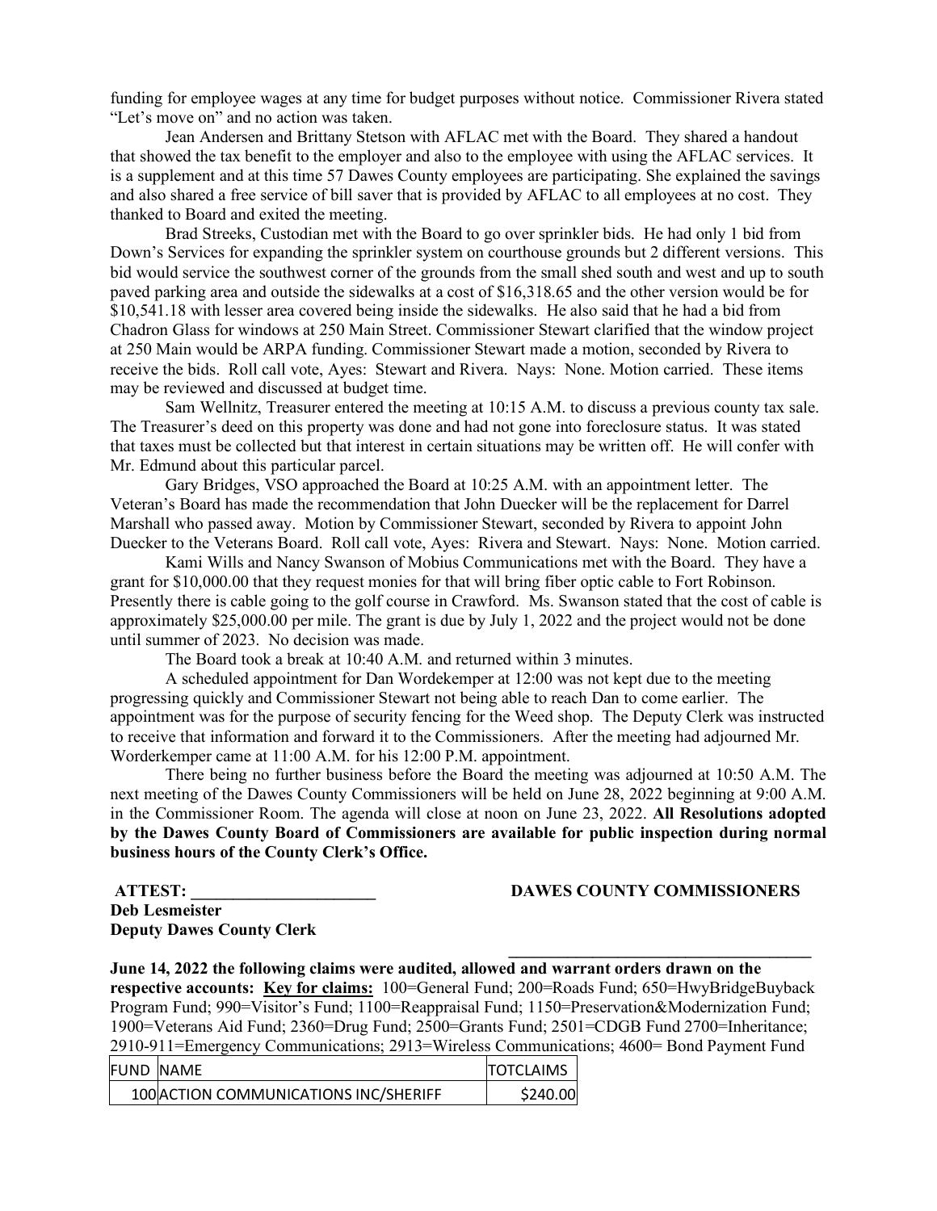funding for employee wages at any time for budget purposes without notice. Commissioner Rivera stated "Let's move on" and no action was taken.

Jean Andersen and Brittany Stetson with AFLAC met with the Board. They shared a handout that showed the tax benefit to the employer and also to the employee with using the AFLAC services. It is a supplement and at this time 57 Dawes County employees are participating. She explained the savings and also shared a free service of bill saver that is provided by AFLAC to all employees at no cost. They thanked to Board and exited the meeting.

Brad Streeks, Custodian met with the Board to go over sprinkler bids. He had only 1 bid from Down's Services for expanding the sprinkler system on courthouse grounds but 2 different versions. This bid would service the southwest corner of the grounds from the small shed south and west and up to south paved parking area and outside the sidewalks at a cost of $16,318.65 and the other version would be for $10,541.18 with lesser area covered being inside the sidewalks. He also said that he had a bid from Chadron Glass for windows at 250 Main Street. Commissioner Stewart clarified that the window project at 250 Main would be ARPA funding. Commissioner Stewart made a motion, seconded by Rivera to receive the bids. Roll call vote, Ayes: Stewart and Rivera. Nays: None. Motion carried. These items may be reviewed and discussed at budget time.

Sam Wellnitz, Treasurer entered the meeting at 10:15 A.M. to discuss a previous county tax sale. The Treasurer's deed on this property was done and had not gone into foreclosure status. It was stated that taxes must be collected but that interest in certain situations may be written off. He will confer with Mr. Edmund about this particular parcel.

Gary Bridges, VSO approached the Board at 10:25 A.M. with an appointment letter. The Veteran's Board has made the recommendation that John Duecker will be the replacement for Darrel Marshall who passed away. Motion by Commissioner Stewart, seconded by Rivera to appoint John Duecker to the Veterans Board. Roll call vote, Ayes: Rivera and Stewart. Nays: None. Motion carried.

Kami Wills and Nancy Swanson of Mobius Communications met with the Board. They have a grant for $10,000.00 that they request monies for that will bring fiber optic cable to Fort Robinson. Presently there is cable going to the golf course in Crawford. Ms. Swanson stated that the cost of cable is approximately $25,000.00 per mile. The grant is due by July 1, 2022 and the project would not be done until summer of 2023. No decision was made.

The Board took a break at 10:40 A.M. and returned within 3 minutes.

A scheduled appointment for Dan Wordekemper at 12:00 was not kept due to the meeting progressing quickly and Commissioner Stewart not being able to reach Dan to come earlier. The appointment was for the purpose of security fencing for the Weed shop. The Deputy Clerk was instructed to receive that information and forward it to the Commissioners. After the meeting had adjourned Mr. Worderkemper came at 11:00 A.M. for his 12:00 P.M. appointment.

There being no further business before the Board the meeting was adjourned at 10:50 A.M. The next meeting of the Dawes County Commissioners will be held on June 28, 2022 beginning at 9:00 A.M. in the Commissioner Room. The agenda will close at noon on June 23, 2022. **All Resolutions adopted by the Dawes County Board of Commissioners are available for public inspection during normal business hours of the County Clerk's Office.**

**ATTEST: ______________________** **DAWES COUNTY COMMISSIONERS**

**Deb Lesmeister**
**Deputy Dawes County Clerk**

____________________________________

**June 14, 2022 the following claims were audited, allowed and warrant orders drawn on the respective accounts:** **Key for claims:** 100=General Fund; 200=Roads Fund; 650=HwyBridgeBuyback Program Fund; 990=Visitor's Fund; 1100=Reappraisal Fund; 1150=Preservation&Modernization Fund; 1900=Veterans Aid Fund; 2360=Drug Fund; 2500=Grants Fund; 2501=CDGB Fund 2700=Inheritance; 2910-911=Emergency Communications; 2913=Wireless Communications; 4600= Bond Payment Fund

| FUND | NAME | TOTCLAIMS |
|---|---|---|
| 100 | ACTION COMMUNICATIONS INC/SHERIFF | $240.00 |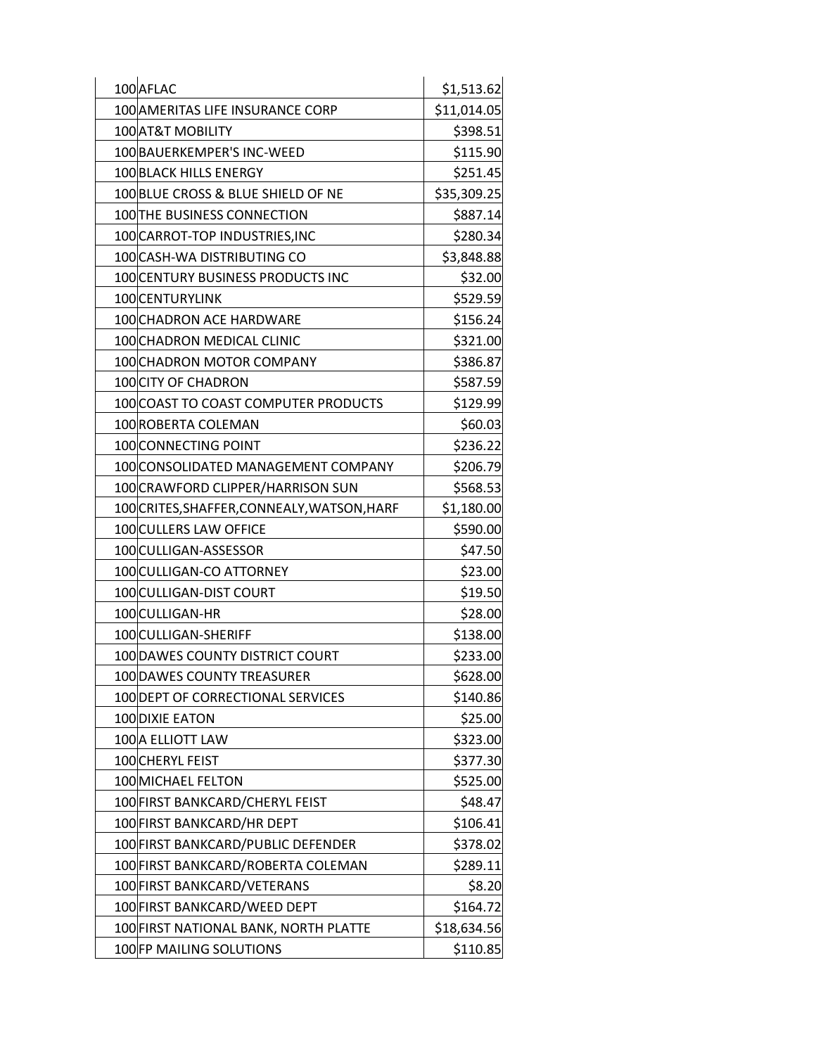| | | |
|---|---|---|
| 100 | AFLAC | $1,513.62 |
| 100 | AMERITAS LIFE INSURANCE CORP | $11,014.05 |
| 100 | AT&T MOBILITY | $398.51 |
| 100 | BAUERKEMPER'S INC-WEED | $115.90 |
| 100 | BLACK HILLS ENERGY | $251.45 |
| 100 | BLUE CROSS & BLUE SHIELD OF NE | $35,309.25 |
| 100 | THE BUSINESS CONNECTION | $887.14 |
| 100 | CARROT-TOP INDUSTRIES,INC | $280.34 |
| 100 | CASH-WA DISTRIBUTING CO | $3,848.88 |
| 100 | CENTURY BUSINESS PRODUCTS INC | $32.00 |
| 100 | CENTURYLINK | $529.59 |
| 100 | CHADRON ACE HARDWARE | $156.24 |
| 100 | CHADRON MEDICAL CLINIC | $321.00 |
| 100 | CHADRON MOTOR COMPANY | $386.87 |
| 100 | CITY OF CHADRON | $587.59 |
| 100 | COAST TO COAST COMPUTER PRODUCTS | $129.99 |
| 100 | ROBERTA COLEMAN | $60.03 |
| 100 | CONNECTING POINT | $236.22 |
| 100 | CONSOLIDATED MANAGEMENT COMPANY | $206.79 |
| 100 | CRAWFORD CLIPPER/HARRISON SUN | $568.53 |
| 100 | CRITES,SHAFFER,CONNEALY,WATSON,HARF | $1,180.00 |
| 100 | CULLERS LAW OFFICE | $590.00 |
| 100 | CULLIGAN-ASSESSOR | $47.50 |
| 100 | CULLIGAN-CO ATTORNEY | $23.00 |
| 100 | CULLIGAN-DIST COURT | $19.50 |
| 100 | CULLIGAN-HR | $28.00 |
| 100 | CULLIGAN-SHERIFF | $138.00 |
| 100 | DAWES COUNTY DISTRICT COURT | $233.00 |
| 100 | DAWES COUNTY TREASURER | $628.00 |
| 100 | DEPT OF CORRECTIONAL SERVICES | $140.86 |
| 100 | DIXIE EATON | $25.00 |
| 100 | A ELLIOTT LAW | $323.00 |
| 100 | CHERYL FEIST | $377.30 |
| 100 | MICHAEL FELTON | $525.00 |
| 100 | FIRST BANKCARD/CHERYL FEIST | $48.47 |
| 100 | FIRST BANKCARD/HR DEPT | $106.41 |
| 100 | FIRST BANKCARD/PUBLIC DEFENDER | $378.02 |
| 100 | FIRST BANKCARD/ROBERTA COLEMAN | $289.11 |
| 100 | FIRST BANKCARD/VETERANS | $8.20 |
| 100 | FIRST BANKCARD/WEED DEPT | $164.72 |
| 100 | FIRST NATIONAL BANK, NORTH PLATTE | $18,634.56 |
| 100 | FP MAILING SOLUTIONS | $110.85 |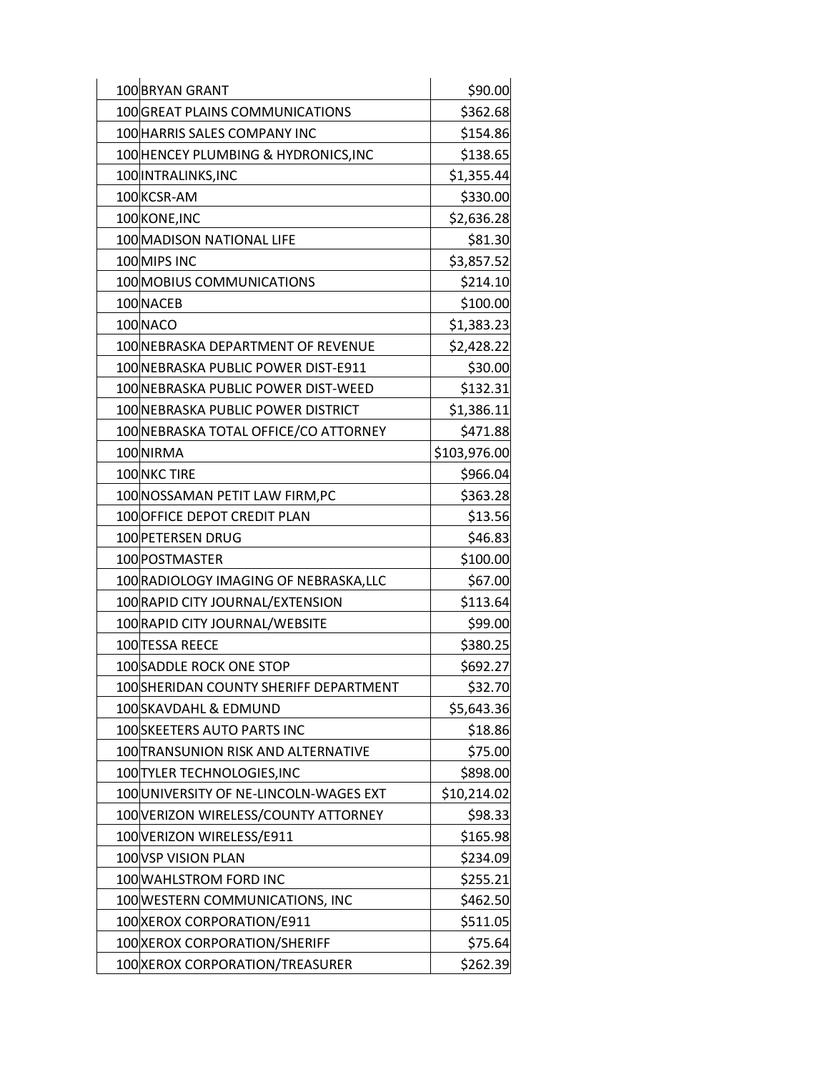| | | |
|---|---|---|
| 100 | BRYAN GRANT | $90.00 |
| 100 | GREAT PLAINS COMMUNICATIONS | $362.68 |
| 100 | HARRIS SALES COMPANY INC | $154.86 |
| 100 | HENCEY PLUMBING & HYDRONICS,INC | $138.65 |
| 100 | INTRALINKS,INC | $1,355.44 |
| 100 | KCSR-AM | $330.00 |
| 100 | KONE,INC | $2,636.28 |
| 100 | MADISON NATIONAL LIFE | $81.30 |
| 100 | MIPS INC | $3,857.52 |
| 100 | MOBIUS COMMUNICATIONS | $214.10 |
| 100 | NACEB | $100.00 |
| 100 | NACO | $1,383.23 |
| 100 | NEBRASKA DEPARTMENT OF REVENUE | $2,428.22 |
| 100 | NEBRASKA PUBLIC POWER DIST-E911 | $30.00 |
| 100 | NEBRASKA PUBLIC POWER DIST-WEED | $132.31 |
| 100 | NEBRASKA PUBLIC POWER DISTRICT | $1,386.11 |
| 100 | NEBRASKA TOTAL OFFICE/CO ATTORNEY | $471.88 |
| 100 | NIRMA | $103,976.00 |
| 100 | NKC TIRE | $966.04 |
| 100 | NOSSAMAN PETIT LAW FIRM,PC | $363.28 |
| 100 | OFFICE DEPOT CREDIT PLAN | $13.56 |
| 100 | PETERSEN DRUG | $46.83 |
| 100 | POSTMASTER | $100.00 |
| 100 | RADIOLOGY IMAGING OF NEBRASKA,LLC | $67.00 |
| 100 | RAPID CITY JOURNAL/EXTENSION | $113.64 |
| 100 | RAPID CITY JOURNAL/WEBSITE | $99.00 |
| 100 | TESSA REECE | $380.25 |
| 100 | SADDLE ROCK ONE STOP | $692.27 |
| 100 | SHERIDAN COUNTY SHERIFF DEPARTMENT | $32.70 |
| 100 | SKAVDAHL & EDMUND | $5,643.36 |
| 100 | SKEETERS AUTO PARTS INC | $18.86 |
| 100 | TRANSUNION RISK AND ALTERNATIVE | $75.00 |
| 100 | TYLER TECHNOLOGIES,INC | $898.00 |
| 100 | UNIVERSITY OF NE-LINCOLN-WAGES EXT | $10,214.02 |
| 100 | VERIZON WIRELESS/COUNTY ATTORNEY | $98.33 |
| 100 | VERIZON WIRELESS/E911 | $165.98 |
| 100 | VSP VISION PLAN | $234.09 |
| 100 | WAHLSTROM FORD INC | $255.21 |
| 100 | WESTERN COMMUNICATIONS, INC | $462.50 |
| 100 | XEROX CORPORATION/E911 | $511.05 |
| 100 | XEROX CORPORATION/SHERIFF | $75.64 |
| 100 | XEROX CORPORATION/TREASURER | $262.39 |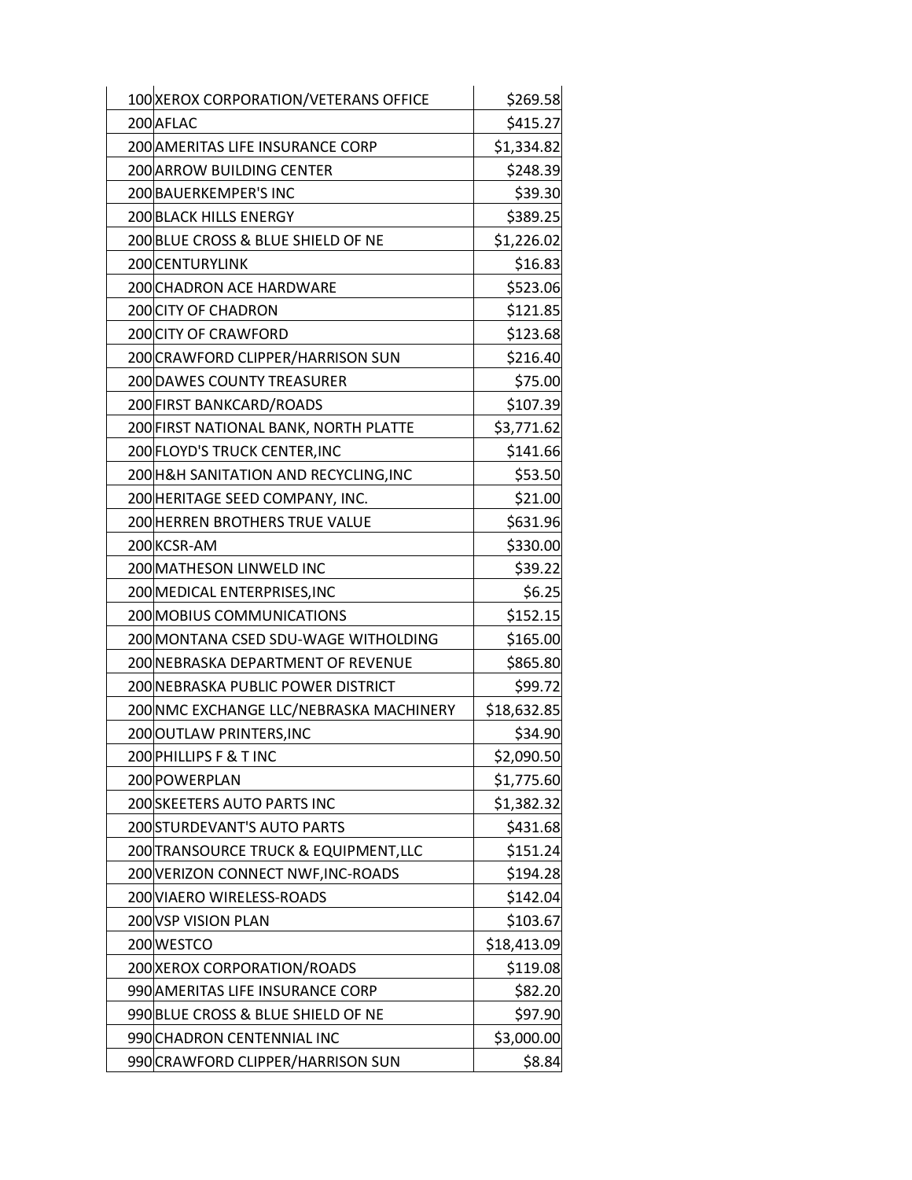| | | |
|---|---|---|
| 100 | XEROX CORPORATION/VETERANS OFFICE | $269.58 |
| 200 | AFLAC | $415.27 |
| 200 | AMERITAS LIFE INSURANCE CORP | $1,334.82 |
| 200 | ARROW BUILDING CENTER | $248.39 |
| 200 | BAUERKEMPER'S INC | $39.30 |
| 200 | BLACK HILLS ENERGY | $389.25 |
| 200 | BLUE CROSS & BLUE SHIELD OF NE | $1,226.02 |
| 200 | CENTURYLINK | $16.83 |
| 200 | CHADRON ACE HARDWARE | $523.06 |
| 200 | CITY OF CHADRON | $121.85 |
| 200 | CITY OF CRAWFORD | $123.68 |
| 200 | CRAWFORD CLIPPER/HARRISON SUN | $216.40 |
| 200 | DAWES COUNTY TREASURER | $75.00 |
| 200 | FIRST BANKCARD/ROADS | $107.39 |
| 200 | FIRST NATIONAL BANK, NORTH PLATTE | $3,771.62 |
| 200 | FLOYD'S TRUCK CENTER,INC | $141.66 |
| 200 | H&H SANITATION AND RECYCLING,INC | $53.50 |
| 200 | HERITAGE SEED COMPANY, INC. | $21.00 |
| 200 | HERREN BROTHERS TRUE VALUE | $631.96 |
| 200 | KCSR-AM | $330.00 |
| 200 | MATHESON LINWELD INC | $39.22 |
| 200 | MEDICAL ENTERPRISES,INC | $6.25 |
| 200 | MOBIUS COMMUNICATIONS | $152.15 |
| 200 | MONTANA CSED SDU-WAGE WITHOLDING | $165.00 |
| 200 | NEBRASKA DEPARTMENT OF REVENUE | $865.80 |
| 200 | NEBRASKA PUBLIC POWER DISTRICT | $99.72 |
| 200 | NMC EXCHANGE LLC/NEBRASKA MACHINERY | $18,632.85 |
| 200 | OUTLAW PRINTERS,INC | $34.90 |
| 200 | PHILLIPS F & T INC | $2,090.50 |
| 200 | POWERPLAN | $1,775.60 |
| 200 | SKEETERS AUTO PARTS INC | $1,382.32 |
| 200 | STURDEVANT'S AUTO PARTS | $431.68 |
| 200 | TRANSOURCE TRUCK & EQUIPMENT,LLC | $151.24 |
| 200 | VERIZON CONNECT NWF,INC-ROADS | $194.28 |
| 200 | VIAERO WIRELESS-ROADS | $142.04 |
| 200 | VSP VISION PLAN | $103.67 |
| 200 | WESTCO | $18,413.09 |
| 200 | XEROX CORPORATION/ROADS | $119.08 |
| 990 | AMERITAS LIFE INSURANCE CORP | $82.20 |
| 990 | BLUE CROSS & BLUE SHIELD OF NE | $97.90 |
| 990 | CHADRON CENTENNIAL INC | $3,000.00 |
| 990 | CRAWFORD CLIPPER/HARRISON SUN | $8.84 |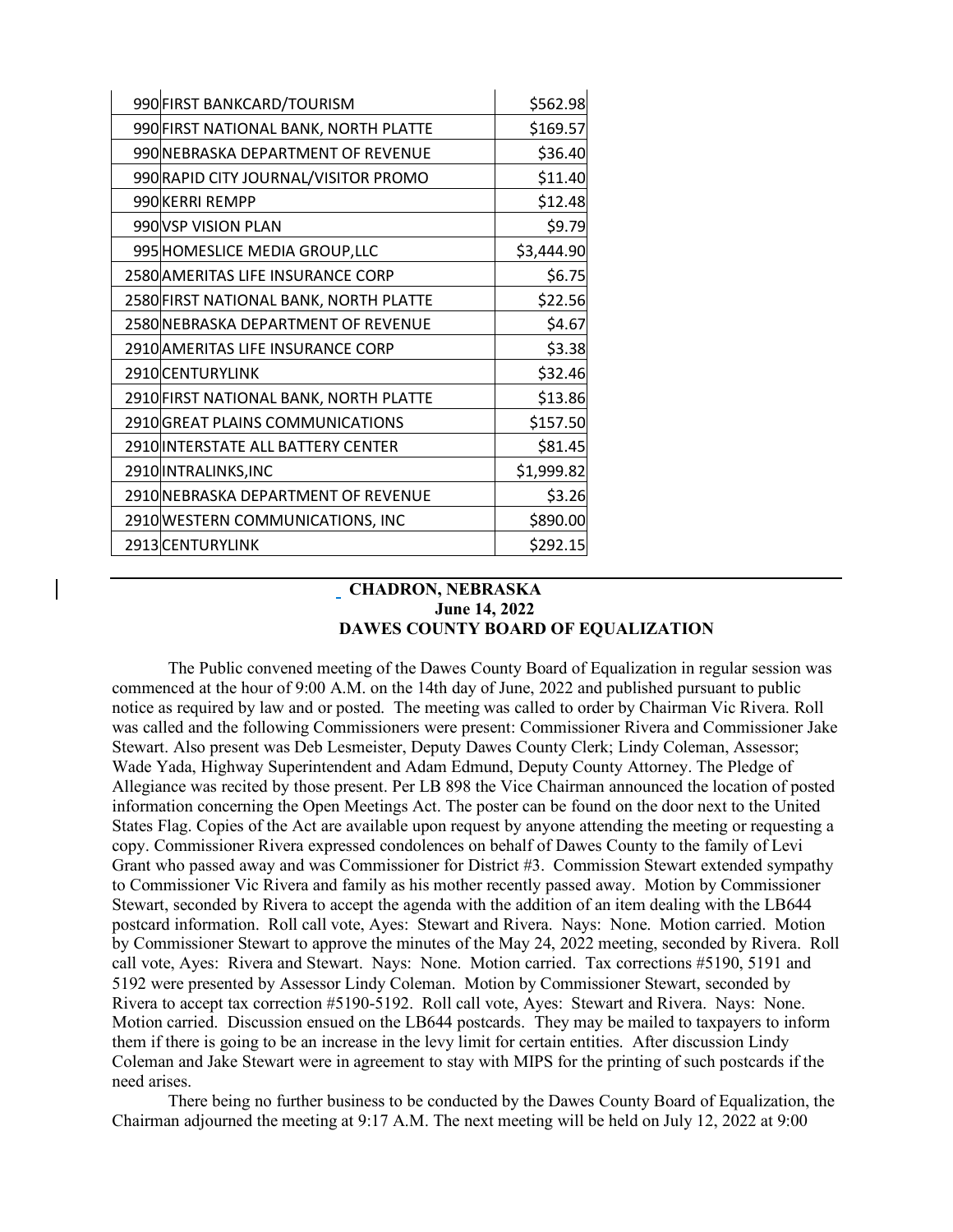| | | |
|---|---|---|
| 990 | FIRST BANKCARD/TOURISM | $562.98 |
| 990 | FIRST NATIONAL BANK, NORTH PLATTE | $169.57 |
| 990 | NEBRASKA DEPARTMENT OF REVENUE | $36.40 |
| 990 | RAPID CITY JOURNAL/VISITOR PROMO | $11.40 |
| 990 | KERRI REMPP | $12.48 |
| 990 | VSP VISION PLAN | $9.79 |
| 995 | HOMESLICE MEDIA GROUP,LLC | $3,444.90 |
| 2580 | AMERITAS LIFE INSURANCE CORP | $6.75 |
| 2580 | FIRST NATIONAL BANK, NORTH PLATTE | $22.56 |
| 2580 | NEBRASKA DEPARTMENT OF REVENUE | $4.67 |
| 2910 | AMERITAS LIFE INSURANCE CORP | $3.38 |
| 2910 | CENTURYLINK | $32.46 |
| 2910 | FIRST NATIONAL BANK, NORTH PLATTE | $13.86 |
| 2910 | GREAT PLAINS COMMUNICATIONS | $157.50 |
| 2910 | INTERSTATE ALL BATTERY CENTER | $81.45 |
| 2910 | INTRALINKS,INC | $1,999.82 |
| 2910 | NEBRASKA DEPARTMENT OF REVENUE | $3.26 |
| 2910 | WESTERN COMMUNICATIONS, INC | $890.00 |
| 2913 | CENTURYLINK | $292.15 |

**CHADRON, NEBRASKA**
**June 14, 2022**
**DAWES COUNTY BOARD OF EQUALIZATION**

The Public convened meeting of the Dawes County Board of Equalization in regular session was commenced at the hour of 9:00 A.M. on the 14th day of June, 2022 and published pursuant to public notice as required by law and or posted. The meeting was called to order by Chairman Vic Rivera. Roll was called and the following Commissioners were present: Commissioner Rivera and Commissioner Jake Stewart. Also present was Deb Lesmeister, Deputy Dawes County Clerk; Lindy Coleman, Assessor; Wade Yada, Highway Superintendent and Adam Edmund, Deputy County Attorney. The Pledge of Allegiance was recited by those present. Per LB 898 the Vice Chairman announced the location of posted information concerning the Open Meetings Act. The poster can be found on the door next to the United States Flag. Copies of the Act are available upon request by anyone attending the meeting or requesting a copy. Commissioner Rivera expressed condolences on behalf of Dawes County to the family of Levi Grant who passed away and was Commissioner for District #3. Commission Stewart extended sympathy to Commissioner Vic Rivera and family as his mother recently passed away. Motion by Commissioner Stewart, seconded by Rivera to accept the agenda with the addition of an item dealing with the LB644 postcard information. Roll call vote, Ayes: Stewart and Rivera. Nays: None. Motion carried. Motion by Commissioner Stewart to approve the minutes of the May 24, 2022 meeting, seconded by Rivera. Roll call vote, Ayes: Rivera and Stewart. Nays: None. Motion carried. Tax corrections #5190, 5191 and 5192 were presented by Assessor Lindy Coleman. Motion by Commissioner Stewart, seconded by Rivera to accept tax correction #5190-5192. Roll call vote, Ayes: Stewart and Rivera. Nays: None. Motion carried. Discussion ensued on the LB644 postcards. They may be mailed to taxpayers to inform them if there is going to be an increase in the levy limit for certain entities. After discussion Lindy Coleman and Jake Stewart were in agreement to stay with MIPS for the printing of such postcards if the need arises.

There being no further business to be conducted by the Dawes County Board of Equalization, the Chairman adjourned the meeting at 9:17 A.M. The next meeting will be held on July 12, 2022 at 9:00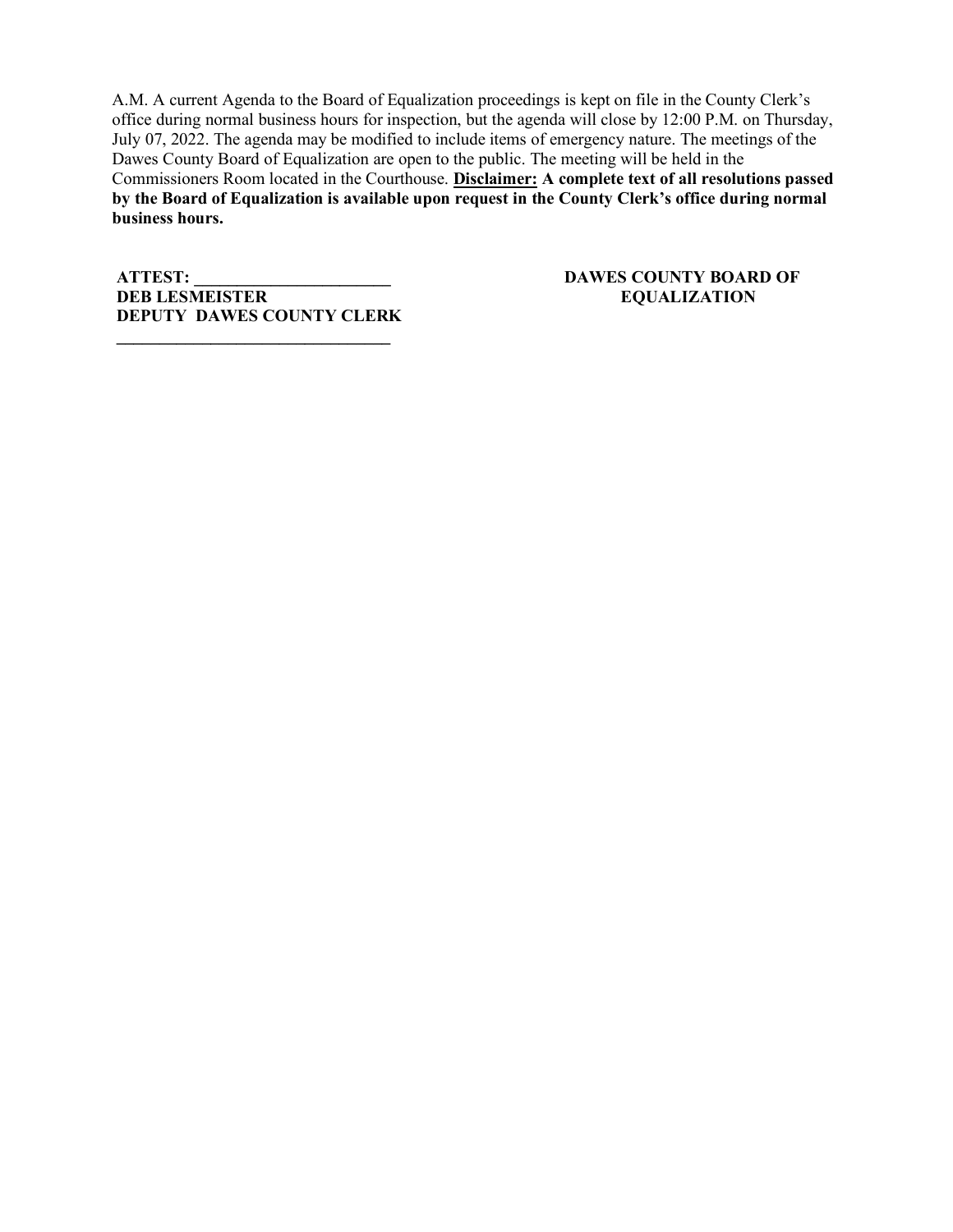A.M. A current Agenda to the Board of Equalization proceedings is kept on file in the County Clerk's office during normal business hours for inspection, but the agenda will close by 12:00 P.M. on Thursday, July 07, 2022. The agenda may be modified to include items of emergency nature. The meetings of the Dawes County Board of Equalization are open to the public. The meeting will be held in the Commissioners Room located in the Courthouse. **<u>Disclaimer:</u> A complete text of all resolutions passed by the Board of Equalization is available upon request in the County Clerk's office during normal business hours.**

**ATTEST: _______________________**
**DEB LESMEISTER**
**DEPUTY DAWES COUNTY CLERK**
**________________________________**

**DAWES COUNTY BOARD OF EQUALIZATION**